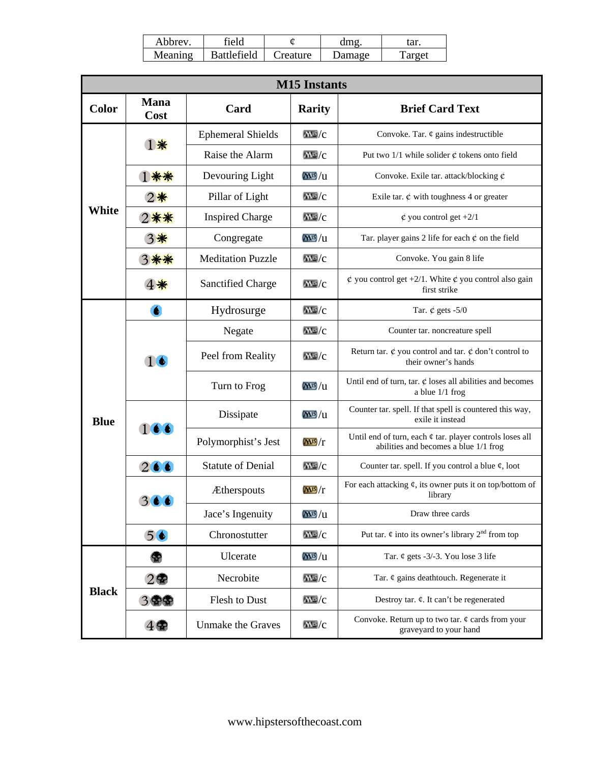| Abbrev. | field | ¢ | dmg. | tar. |
|---|---|---|---|---|
| Meaning | Battlefield | Creature | Damage | Target |

| M15 Instants | | | | |
|---|---|---|---|---|
| **Color** | **Mana Cost** | **Card** | **Rarity** | **Brief Card Text** |
| **White** | 1W | Ephemeral Shields | M15/c | Convoke. Tar. ¢ gains indestructible |
| | | Raise the Alarm | M15/c | Put two 1/1 while solider ¢ tokens onto field |
| | 1WW | Devouring Light | M15/u | Convoke. Exile tar. attack/blocking ¢ |
| | 2W | Pillar of Light | M15/c | Exile tar. ¢ with toughness 4 or greater |
| | 2WW | Inspired Charge | M15/c | ¢ you control get +2/1 |
| | 3W | Congregate | M15/u | Tar. player gains 2 life for each ¢ on the field |
| | 3WW | Meditation Puzzle | M15/c | Convoke. You gain 8 life |
| | 4W | Sanctified Charge | M15/c | ¢ you control get +2/1. White ¢ you control also gain first strike |
| **Blue** | U | Hydrosurge | M15/c | Tar. ¢ gets -5/0 |
| | 1U | Negate | M15/c | Counter tar. noncreature spell |
| | | Peel from Reality | M15/c | Return tar. ¢ you control and tar. ¢ don't control to their owner's hands |
| | | Turn to Frog | M15/u | Until end of turn, tar. ¢ loses all abilities and becomes a blue 1/1 frog |
| | 1UU | Dissipate | M15/u | Counter tar. spell. If that spell is countered this way, exile it instead |
| | | Polymorphist's Jest | M15/r | Until end of turn, each ¢ tar. player controls loses all abilities and becomes a blue 1/1 frog |
| | 2UU | Statute of Denial | M15/c | Counter tar. spell. If you control a blue ¢, loot |
| | 3UU | Ætherspouts | M15/r | For each attacking ¢, its owner puts it on top/bottom of library |
| | | Jace's Ingenuity | M15/u | Draw three cards |
| | 5U | Chronostutter | M15/c | Put tar. ¢ into its owner's library 2nd from top |
| **Black** | B | Ulcerate | M15/u | Tar. ¢ gets -3/-3. You lose 3 life |
| | 2B | Necrobite | M15/c | Tar. ¢ gains deathtouch. Regenerate it |
| | 3BB | Flesh to Dust | M15/c | Destroy tar. ¢. It can't be regenerated |
| | 4B | Unmake the Graves | M15/c | Convoke. Return up to two tar. ¢ cards from your graveyard to your hand |

www.hipstersofthecoast.com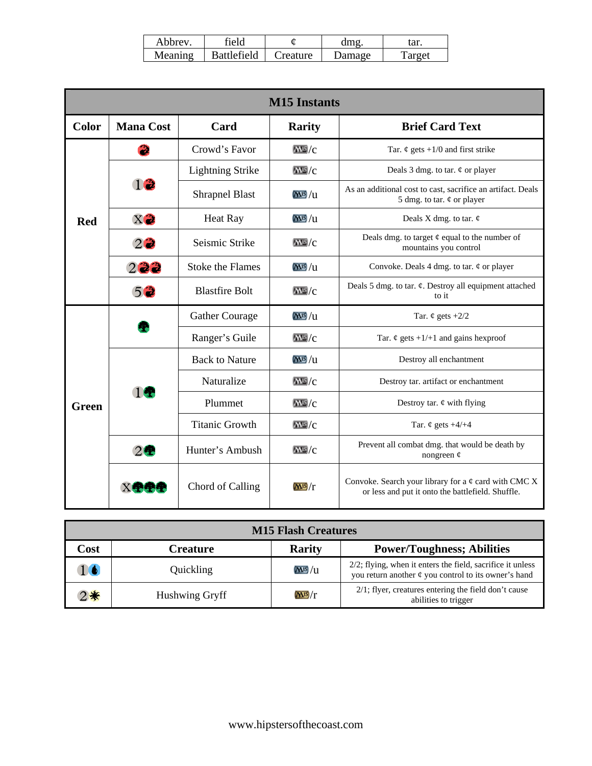| Abbrev. | field | ¢ | dmg. | tar. |
|---|---|---|---|---|
| Meaning | Battlefield | Creature | Damage | Target |

| M15 Instants | | | | |
|---|---|---|---|---|
| **Color** | **Mana Cost** | **Card** | **Rarity** | **Brief Card Text** |
| Red | R | Crowd's Favor | M15/c | Tar. ¢ gets +1/0 and first strike |
| | 1R | Lightning Strike | M15/c | Deals 3 dmg. to tar. ¢ or player |
| | | Shrapnel Blast | M15/u | As an additional cost to cast, sacrifice an artifact. Deals 5 dmg. to tar. ¢ or player |
| | XR | Heat Ray | M15/u | Deals X dmg. to tar. ¢ |
| | 2R | Seismic Strike | M15/c | Deals dmg. to target ¢ equal to the number of mountains you control |
| | 2RR | Stoke the Flames | M15/u | Convoke. Deals 4 dmg. to tar. ¢ or player |
| | 5R | Blastfire Bolt | M15/c | Deals 5 dmg. to tar. ¢. Destroy all equipment attached to it |
| Green | G | Gather Courage | M15/u | Tar. ¢ gets +2/2 |
| | | Ranger's Guile | M15/c | Tar. ¢ gets +1/+1 and gains hexproof |
| | 1G | Back to Nature | M15/u | Destroy all enchantment |
| | | Naturalize | M15/c | Destroy tar. artifact or enchantment |
| | | Plummet | M15/c | Destroy tar. ¢ with flying |
| | | Titanic Growth | M15/c | Tar. ¢ gets +4/+4 |
| | 2G | Hunter's Ambush | M15/c | Prevent all combat dmg. that would be death by nongreen ¢ |
| | XGGG | Chord of Calling | M15/r | Convoke. Search your library for a ¢ card with CMC X or less and put it onto the battlefield. Shuffle. |

| M15 Flash Creatures | | | |
|---|---|---|---|
| **Cost** | **Creature** | **Rarity** | **Power/Toughness; Abilities** |
| 1U | Quickling | M15/u | 2/2; flying, when it enters the field, sacrifice it unless you return another ¢ you control to its owner's hand |
| 2W | Hushwing Gryff | M15/r | 2/1; flyer, creatures entering the field don't cause abilities to trigger |

www.hipstersofthecoast.com